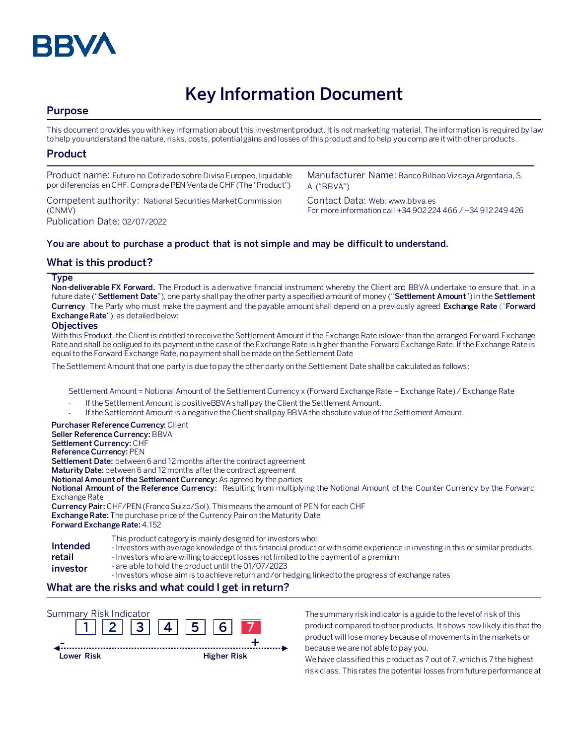BBVA

# Key Information Document

## Purpose

This document provides you with key information about this investment product. It is not marketing material. The information is required by law to help you understand the nature, risks, costs, potential gains and losses of this product and to help you compare it with other products.

## Product

Product name: Futuro no Cotizado sobre Divisa Europeo, liquidable por diferencias en CHF. Compra de PEN Venta de CHF (The "Product")

Competent authority: National Securities Market Commission (CNMV)

Publication Date: 02/07/2022

Manufacturer Name: Banco Bilbao Vizcaya Argentaria, S. A. ("BBVA")

Contact Data: Web: www.bbva.es
For more information call +34 902 224 466 / +34 912 249 426

**You are about to purchase a product that is not simple and may be difficult to understand.**

## What is this product?

### Type

**Non-deliverable FX Forward.** The Product is a derivative financial instrument whereby the Client and BBVA undertake to ensure that, in a future date ("**Settlement Date**"), one party shall pay the other party a specified amount of money ("**Settlement Amount**") in the **Settlement Currency**. The Party who must make the payment and the payable amount shall depend on a previously agreed **Exchange Rate** ("**Forward Exchange Rate**"), as detailed below:

### Objectives

With this Product, the Client is entitled to receive the Settlement Amount if the Exchange Rate is lower than the arranged Forward Exchange Rate and shall be obligued to its payment in the case of the Exchange Rate is higher than the Forward Exchange Rate. If the Exchange Rate is equal to the Forward Exchange Rate, no payment shall be made on the Settlement Date

The Settlement Amount that one party is due to pay the other party on the Settlement Date shall be calculated as follows:

Settlement Amount = Notional Amount of the Settlement Currency x (Forward Exchange Rate – Exchange Rate) / Exchange Rate

- If the Settlement Amount is positive BBVA shall pay the Client the Settlement Amount.
- If the Settlement Amount is a negative the Client shall pay BBVA the absolute value of the Settlement Amount.

**Purchaser Reference Currency:** Client
**Seller Reference Currency:** BBVA
**Settlement Currency:** CHF
**Reference Currency:** PEN
**Settlement Date:** between 6 and 12 months after the contract agreement
**Maturity Date:** between 6 and 12 months after the contract agreement
**Notional Amount of the Settlement Currency:** As agreed by the parties
**Notional Amount of the Reference Currency:** Resulting from multiplying the Notional Amount of the Counter Currency by the Forward Exchange Rate
**Currency Pair:** CHF/PEN (Franco Suizo/Sol). This means the amount of PEN for each CHF
**Exchange Rate:** The purchase price of the Currency Pair on the Maturity Date
**Forward Exchange Rate:** 4.152

**Intended retail investor**

This product category is mainly designed for investors who:
- Investors with average knowledge of this financial product or with some experience in investing in this or similar products.
- Investors who are willing to accept losses not limited to the payment of a premium
- are able to hold the product until the 01/07/2023
- Investors whose aim is to achieve return and/or hedging linked to the progress of exchange rates

## What are the risks and what could I get in return?

Summary Risk Indicator

| 1 | 2 | 3 | 4 | 5 | 6 | **7** |
|---|---|---|---|---|---|---|

Lower Risk — Higher Risk

The summary risk indicator is a guide to the level of risk of this product compared to other products. It shows how likely it is that the product will lose money because of movements in the markets or because we are not able to pay you.
We have classified this product as 7 out of 7, which is 7 the highest risk class. This rates the potential losses from future performance at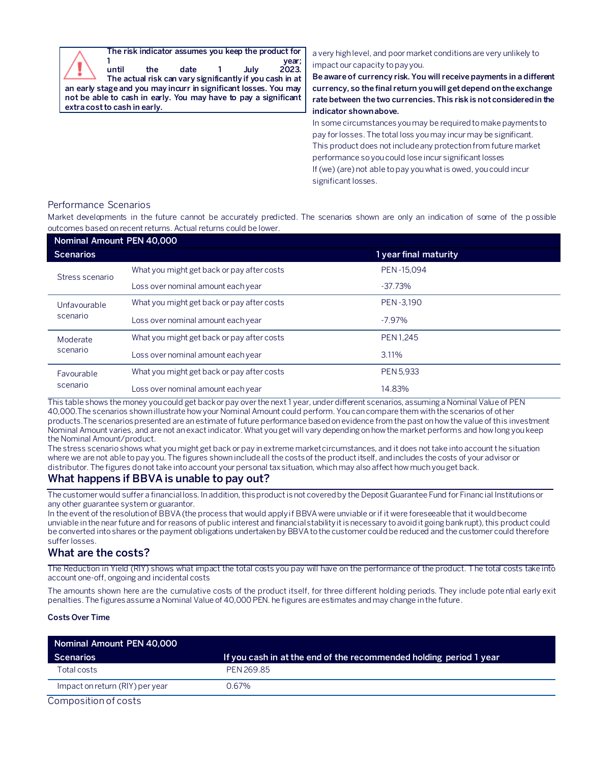**The risk indicator assumes you keep the product for 1 year; until the date 1 July 2023. The actual risk can vary significantly if you cash in at an early stage and you may incurr in significant losses. You may not be able to cash in early. You may have to pay a significant extra cost to cash in early.**

a very high level, and poor market conditions are very unlikely to impact our capacity to pay you.

**Be aware of currency risk. You will receive payments in a different currency, so the final return you will get depend on the exchange rate between the two currencies. This risk is not considered in the indicator shown above.**

In some circumstances you may be required to make payments to pay for losses. The total loss you may incur may be significant. This product does not include any protection from future market performance so you could lose incur significant losses

If (we) (are) not able to pay you what is owed, you could incur significant losses.

## Performance Scenarios

Market developments in the future cannot be accurately predicted. The scenarios shown are only an indication of some of the possible outcomes based on recent returns. Actual returns could be lower.

| Nominal Amount PEN 40,000 | | |
|---|---|---|
| **Scenarios** | | **1 year final maturity** |
| Stress scenario | What you might get back or pay after costs | PEN -15,094 |
| | Loss over nominal amount each year | -37.73% |
| Unfavourable scenario | What you might get back or pay after costs | PEN -3,190 |
| | Loss over nominal amount each year | -7.97% |
| Moderate scenario | What you might get back or pay after costs | PEN 1,245 |
| | Loss over nominal amount each year | 3.11% |
| Favourable scenario | What you might get back or pay after costs | PEN 5,933 |
| | Loss over nominal amount each year | 14.83% |

This table shows the money you could get back or pay over the next 1 year, under different scenarios, assuming a Nominal Value of PEN 40,000.The scenarios shown illustrate how your Nominal Amount could perform. You can compare them with the scenarios of other products.The scenarios presented are an estimate of future performance based on evidence from the past on how the value of this investment Nominal Amount varies, and are not an exact indicator. What you get will vary depending on how the market performs and how long you keep the Nominal Amount/product.

The stress scenario shows what you might get back or pay in extreme market circumstances, and it does not take into account the situation where we are not able to pay you. The figures shown include all the costs of the product itself, and includes the costs of your advisor or distributor. The figures do not take into account your personal tax situation, which may also affect how much you get back.

## What happens if BBVA is unable to pay out?

The customer would suffer a financial loss. In addition, this product is not covered by the Deposit Guarantee Fund for Financial Institutions or any other guarantee system or guarantor.

In the event of the resolution of BBVA (the process that would apply if BBVA were unviable or if it were foreseeable that it would become unviable in the near future and for reasons of public interest and financial stability it is necessary to avoid it going bankrupt), this product could be converted into shares or the payment obligations undertaken by BBVA to the customer could be reduced and the customer could therefore suffer losses.

## What are the costs?

The Reduction in Yield (RIY) shows what impact the total costs you pay will have on the performance of the product. The total costs take into account one-off, ongoing and incidental costs

The amounts shown here are the cumulative costs of the product itself, for three different holding periods. They include potential early exit penalties. The figures assume a Nominal Value of 40,000 PEN. he figures are estimates and may change in the future.

**Costs Over Time**

| Nominal Amount PEN 40,000 | |
|---|---|
| **Scenarios** | **If you cash in at the end of the recommended holding period 1 year** |
| Total costs | PEN 269.85 |
| Impact on return (RIY) per year | 0.67% |

Composition of costs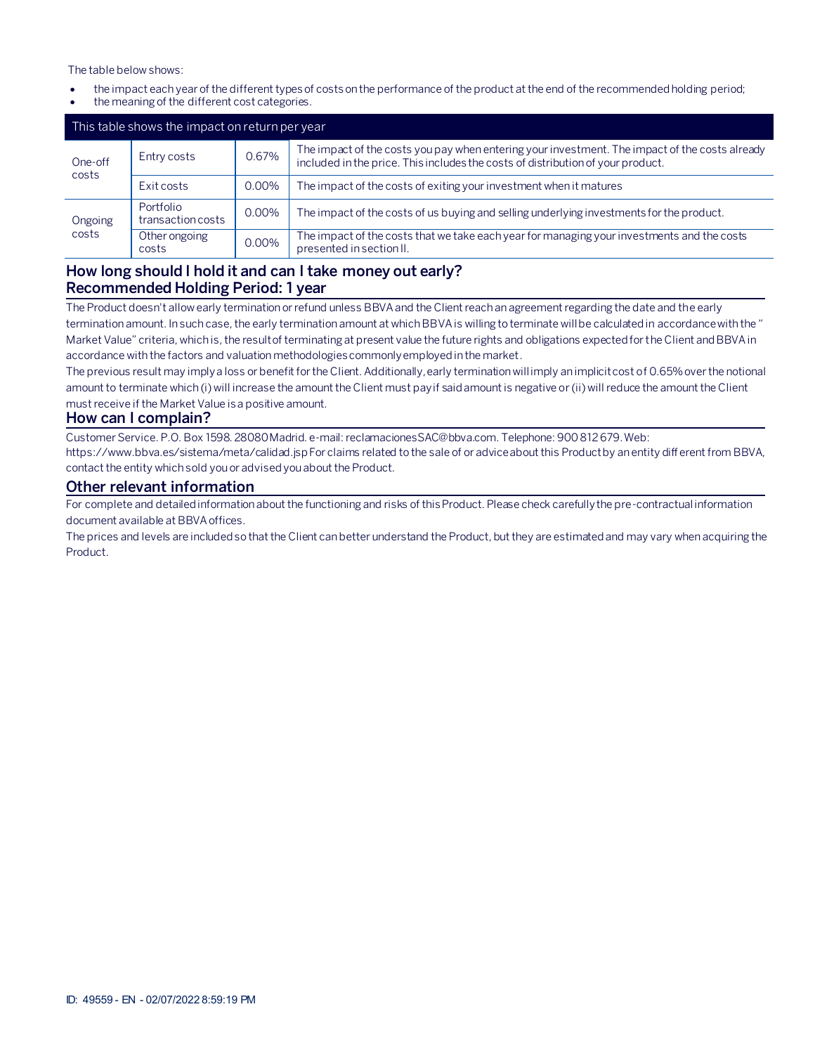The table below shows:

- the impact each year of the different types of costs on the performance of the product at the end of the recommended holding period;
- the meaning of the different cost categories.

| This table shows the impact on return per year | | | |
|---|---|---|---|
| One-off costs | Entry costs | 0.67% | The impact of the costs you pay when entering your investment. The impact of the costs already included in the price. This includes the costs of distribution of your product. |
| | Exit costs | 0.00% | The impact of the costs of exiting your investment when it matures |
| Ongoing costs | Portfolio transaction costs | 0.00% | The impact of the costs of us buying and selling underlying investments for the product. |
| | Other ongoing costs | 0.00% | The impact of the costs that we take each year for managing your investments and the costs presented in section II. |

## How long should I hold it and can I take money out early?
## Recommended Holding Period: 1 year

The Product doesn't allow early termination or refund unless BBVA and the Client reach an agreement regarding the date and the early termination amount. In such case, the early termination amount at which BBVA is willing to terminate will be calculated in accordance with the " Market Value" criteria, which is, the result of terminating at present value the future rights and obligations expected for the Client and BBVA in accordance with the factors and valuation methodologies commonly employed in the market.

The previous result may imply a loss or benefit for the Client. Additionally, early termination will imply an implicit cost of 0.65% over the notional amount to terminate which (i) will increase the amount the Client must pay if said amount is negative or (ii) will reduce the amount the Client must receive if the Market Value is a positive amount.

## How can I complain?

Customer Service. P.O. Box 1598. 28080 Madrid. e-mail: reclamacionesSAC@bbva.com. Telephone: 900 812 679. Web: https://www.bbva.es/sistema/meta/calidad.jsp For claims related to the sale of or advice about this Product by an entity different from BBVA, contact the entity which sold you or advised you about the Product.

## Other relevant information

For complete and detailed information about the functioning and risks of this Product. Please check carefully the pre-contractual information document available at BBVA offices.

The prices and levels are included so that the Client can better understand the Product, but they are estimated and may vary when acquiring the Product.

ID: 49559 - EN - 02/07/2022 8:59:19 PM